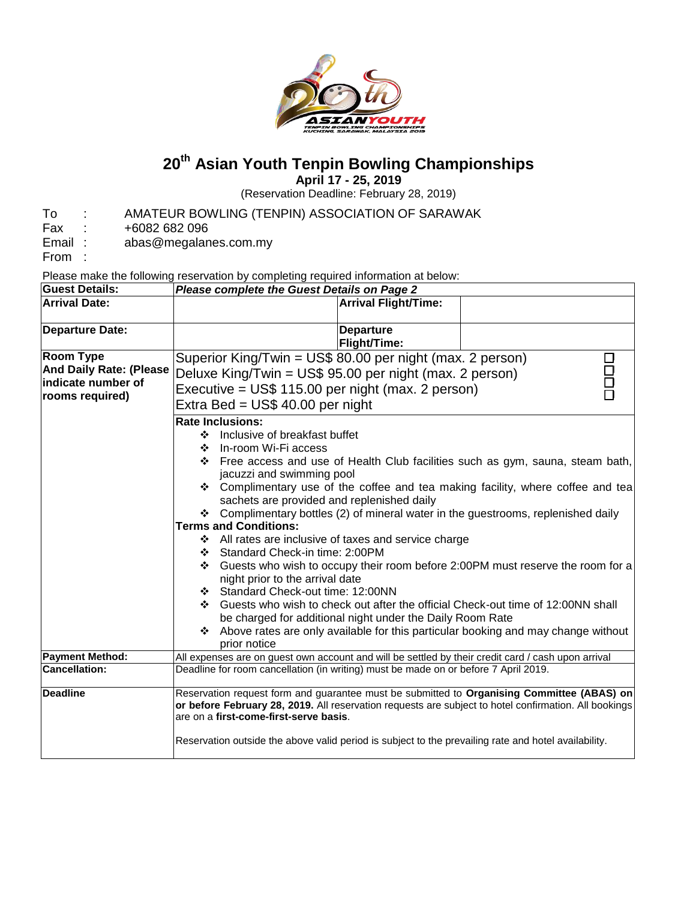# 20th Asian Youth Tenpin Bowling Championships

**April 17 - 25, 2019**

(Reservation Deadline: February 28, 2019)

To : AMATEUR BOWLING (TENPIN) ASSOCIATION OF SARAWAK
Fax : +6082 682 096
Email : abas@megalanes.com.my
From :

Please make the following reservation by completing required information at below:

| | | | |
|---|---|---|---|
| **Guest Details:** | ***Please complete the Guest Details on Page 2*** | | |
| **Arrival Date:** | | **Arrival Flight/Time:** | |
| **Departure Date:** | | **Departure Flight/Time:** | |
| **Room Type And Daily Rate: (Please indicate number of rooms required)** | Superior King/Twin = US$ 80.00 per night (max. 2 person) ☐<br>Deluxe King/Twin = US$ 95.00 per night (max. 2 person) ☐<br>Executive = US$ 115.00 per night (max. 2 person) ☐<br>Extra Bed = US$ 40.00 per night ☐ | | |
| | **Rate Inclusions:**<br>❖ Inclusive of breakfast buffet<br>❖ In-room Wi-Fi access<br>❖ Free access and use of Health Club facilities such as gym, sauna, steam bath, jacuzzi and swimming pool<br>❖ Complimentary use of the coffee and tea making facility, where coffee and tea sachets are provided and replenished daily<br>❖ Complimentary bottles (2) of mineral water in the guestrooms, replenished daily<br>**Terms and Conditions:**<br>❖ All rates are inclusive of taxes and service charge<br>❖ Standard Check-in time: 2:00PM<br>❖ Guests who wish to occupy their room before 2:00PM must reserve the room for a night prior to the arrival date<br>❖ Standard Check-out time: 12:00NN<br>❖ Guests who wish to check out after the official Check-out time of 12:00NN shall be charged for additional night under the Daily Room Rate<br>❖ Above rates are only available for this particular booking and may change without prior notice | | |
| **Payment Method:** | All expenses are on guest own account and will be settled by their credit card / cash upon arrival | | |
| **Cancellation:** | Deadline for room cancellation (in writing) must be made on or before 7 April 2019. | | |
| **Deadline** | Reservation request form and guarantee must be submitted to **Organising Committee (ABAS) on or before February 28, 2019.** All reservation requests are subject to hotel confirmation. All bookings are on a **first-come-first-serve basis**.<br><br>Reservation outside the above valid period is subject to the prevailing rate and hotel availability. | | |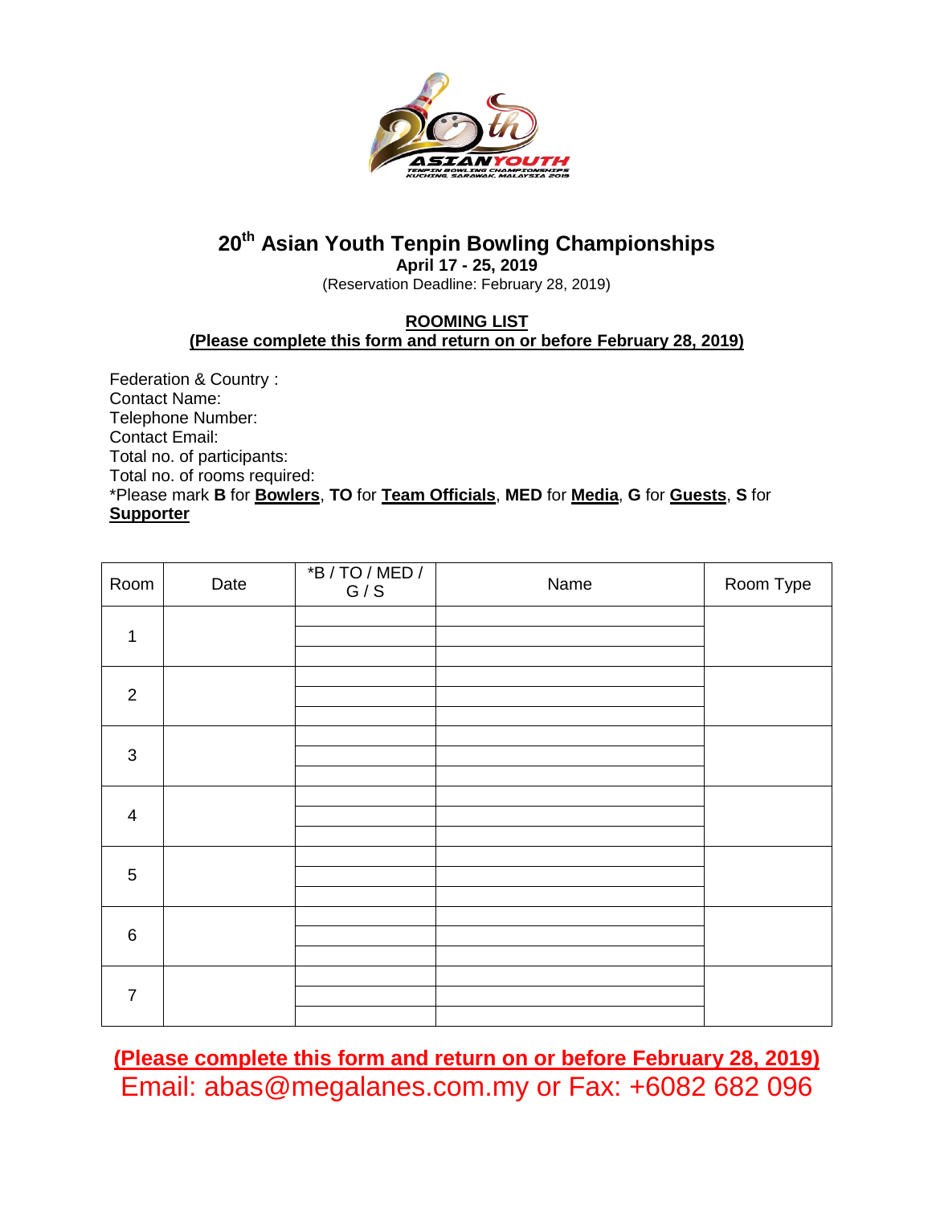# 20th Asian Youth Tenpin Bowling Championships

**April 17 - 25, 2019**

(Reservation Deadline: February 28, 2019)

**ROOMING LIST**

**(Please complete this form and return on or before February 28, 2019)**

Federation & Country :
Contact Name:
Telephone Number:
Contact Email:
Total no. of participants:
Total no. of rooms required:
*Please mark **B** for **Bowlers**, **TO** for **Team Officials**, **MED** for **Media**, **G** for **Guests**, **S** for **Supporter**

| Room | Date | *B / TO / MED / G / S | Name | Room Type |
|---|---|---|---|---|
| 1 | | | | |
| | | | | |
| | | | | |
| 2 | | | | |
| | | | | |
| | | | | |
| 3 | | | | |
| | | | | |
| | | | | |
| 4 | | | | |
| | | | | |
| | | | | |
| 5 | | | | |
| | | | | |
| | | | | |
| 6 | | | | |
| | | | | |
| | | | | |
| 7 | | | | |
| | | | | |
| | | | | |

**(Please complete this form and return on or before February 28, 2019)**

Email: abas@megalanes.com.my or Fax: +6082 682 096